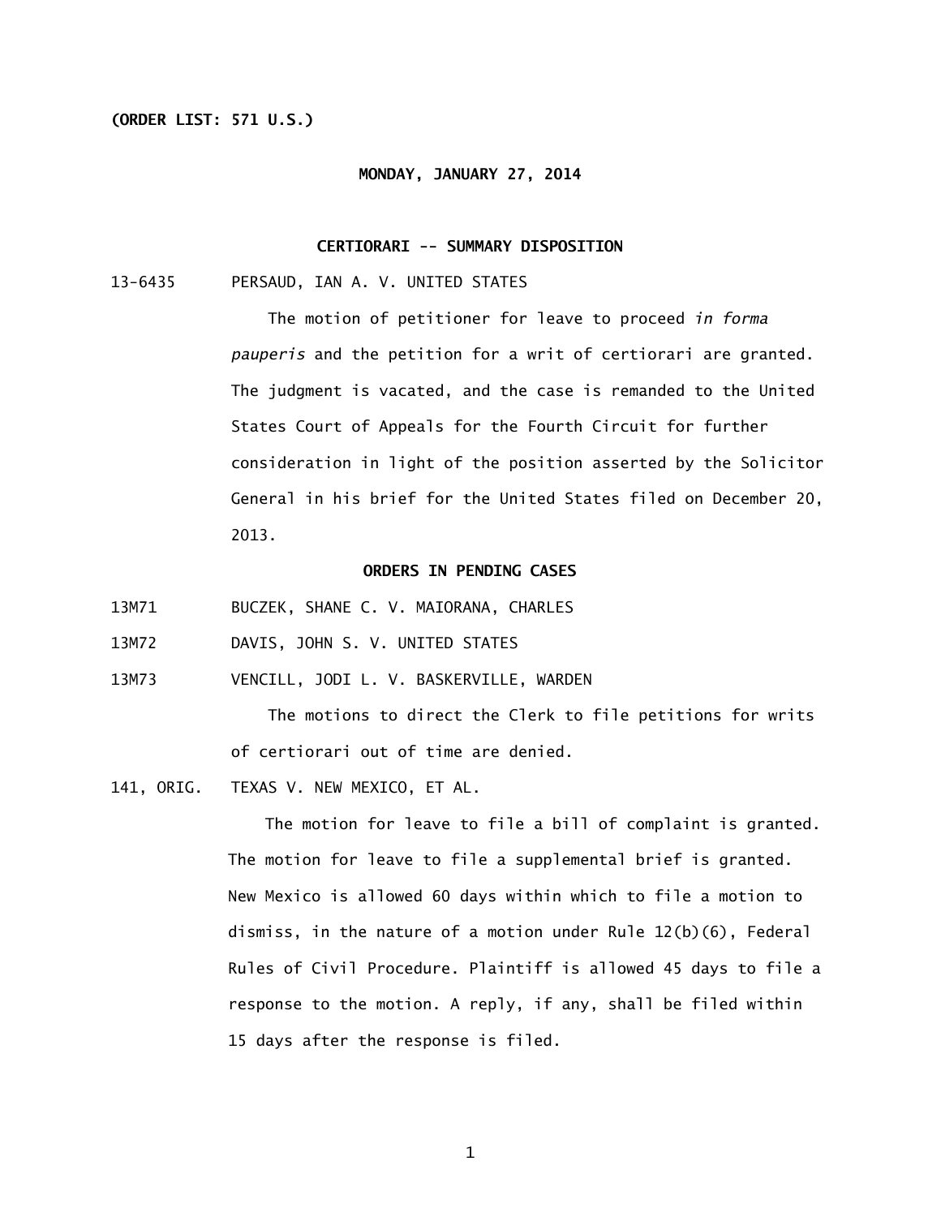**(ORDER LIST: 571 U.S.)**

**MONDAY, JANUARY 27, 2014**

**CERTIORARI -- SUMMARY DISPOSITION**

13-6435 PERSAUD, IAN A. V. UNITED STATES

The motion of petitioner for leave to proceed *in forma pauperis* and the petition for a writ of certiorari are granted. The judgment is vacated, and the case is remanded to the United States Court of Appeals for the Fourth Circuit for further consideration in light of the position asserted by the Solicitor General in his brief for the United States filed on December 20, 2013.

**ORDERS IN PENDING CASES**

13M71 BUCZEK, SHANE C. V. MAIORANA, CHARLES

13M72 DAVIS, JOHN S. V. UNITED STATES

13M73 VENCILL, JODI L. V. BASKERVILLE, WARDEN

The motions to direct the Clerk to file petitions for writs of certiorari out of time are denied.

141, ORIG. TEXAS V. NEW MEXICO, ET AL.

The motion for leave to file a bill of complaint is granted. The motion for leave to file a supplemental brief is granted. New Mexico is allowed 60 days within which to file a motion to dismiss, in the nature of a motion under Rule 12(b)(6), Federal Rules of Civil Procedure. Plaintiff is allowed 45 days to file a response to the motion. A reply, if any, shall be filed within 15 days after the response is filed.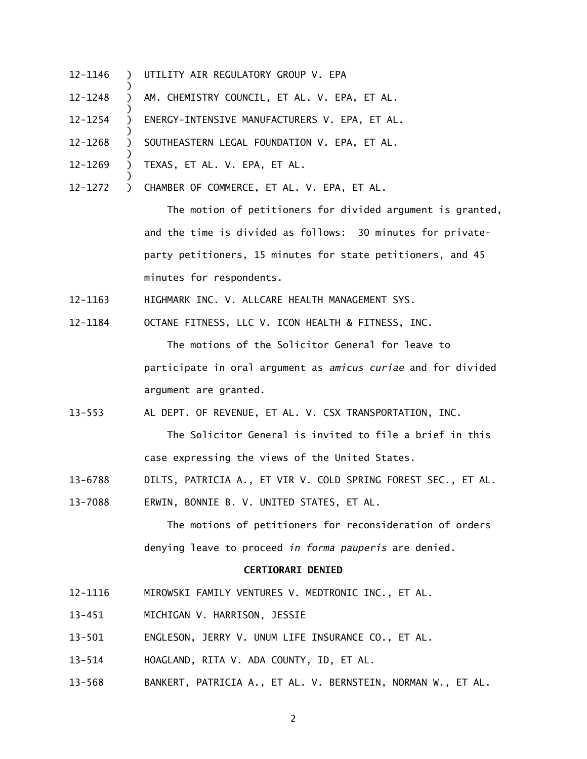12-1146 ) UTILITY AIR REGULATORY GROUP V. EPA
)
12-1248 ) AM. CHEMISTRY COUNCIL, ET AL. V. EPA, ET AL.
)
12-1254 ) ENERGY-INTENSIVE MANUFACTURERS V. EPA, ET AL.
)
12-1268 ) SOUTHEASTERN LEGAL FOUNDATION V. EPA, ET AL.
)
12-1269 ) TEXAS, ET AL. V. EPA, ET AL.
)
12-1272 ) CHAMBER OF COMMERCE, ET AL. V. EPA, ET AL.

The motion of petitioners for divided argument is granted, and the time is divided as follows: 30 minutes for private-party petitioners, 15 minutes for state petitioners, and 45 minutes for respondents.

12-1163 HIGHMARK INC. V. ALLCARE HEALTH MANAGEMENT SYS.

12-1184 OCTANE FITNESS, LLC V. ICON HEALTH & FITNESS, INC.

The motions of the Solicitor General for leave to participate in oral argument as *amicus curiae* and for divided argument are granted.

13-553 AL DEPT. OF REVENUE, ET AL. V. CSX TRANSPORTATION, INC.

The Solicitor General is invited to file a brief in this case expressing the views of the United States.

13-6788 DILTS, PATRICIA A., ET VIR V. COLD SPRING FOREST SEC., ET AL.

13-7088 ERWIN, BONNIE B. V. UNITED STATES, ET AL.

The motions of petitioners for reconsideration of orders denying leave to proceed *in forma pauperis* are denied.

**CERTIORARI DENIED**

12-1116 MIROWSKI FAMILY VENTURES V. MEDTRONIC INC., ET AL.

13-451 MICHIGAN V. HARRISON, JESSIE

13-501 ENGLESON, JERRY V. UNUM LIFE INSURANCE CO., ET AL.

13-514 HOAGLAND, RITA V. ADA COUNTY, ID, ET AL.

13-568 BANKERT, PATRICIA A., ET AL. V. BERNSTEIN, NORMAN W., ET AL.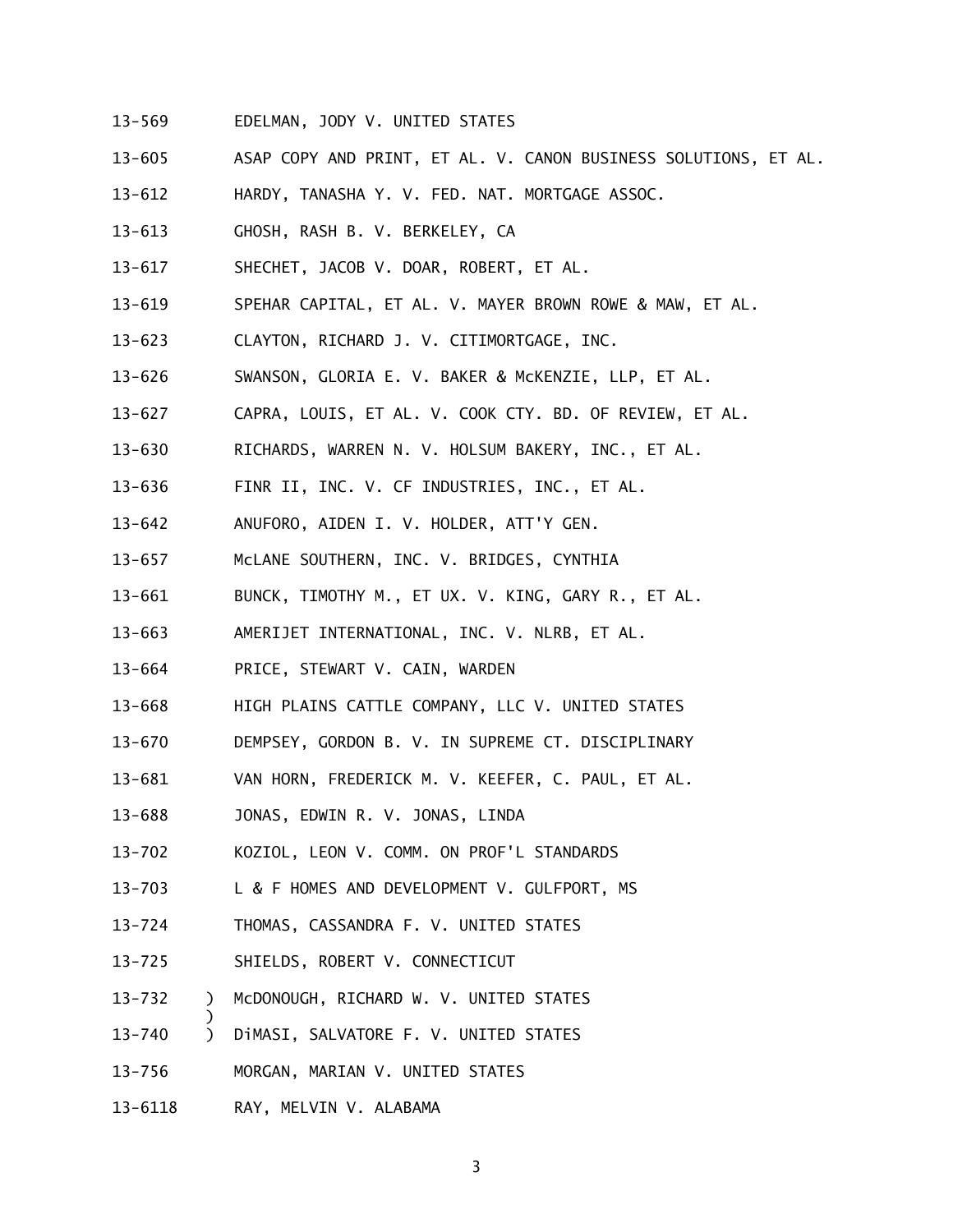13-569 EDELMAN, JODY V. UNITED STATES

13-605 ASAP COPY AND PRINT, ET AL. V. CANON BUSINESS SOLUTIONS, ET AL.

13-612 HARDY, TANASHA Y. V. FED. NAT. MORTGAGE ASSOC.

13-613 GHOSH, RASH B. V. BERKELEY, CA

13-617 SHECHET, JACOB V. DOAR, ROBERT, ET AL.

13-619 SPEHAR CAPITAL, ET AL. V. MAYER BROWN ROWE & MAW, ET AL.

13-623 CLAYTON, RICHARD J. V. CITIMORTGAGE, INC.

13-626 SWANSON, GLORIA E. V. BAKER & McKENZIE, LLP, ET AL.

13-627 CAPRA, LOUIS, ET AL. V. COOK CTY. BD. OF REVIEW, ET AL.

13-630 RICHARDS, WARREN N. V. HOLSUM BAKERY, INC., ET AL.

13-636 FINR II, INC. V. CF INDUSTRIES, INC., ET AL.

13-642 ANUFORO, AIDEN I. V. HOLDER, ATT'Y GEN.

13-657 McLANE SOUTHERN, INC. V. BRIDGES, CYNTHIA

13-661 BUNCK, TIMOTHY M., ET UX. V. KING, GARY R., ET AL.

13-663 AMERIJET INTERNATIONAL, INC. V. NLRB, ET AL.

13-664 PRICE, STEWART V. CAIN, WARDEN

13-668 HIGH PLAINS CATTLE COMPANY, LLC V. UNITED STATES

13-670 DEMPSEY, GORDON B. V. IN SUPREME CT. DISCIPLINARY

13-681 VAN HORN, FREDERICK M. V. KEEFER, C. PAUL, ET AL.

13-688 JONAS, EDWIN R. V. JONAS, LINDA

13-702 KOZIOL, LEON V. COMM. ON PROF'L STANDARDS

13-703 L & F HOMES AND DEVELOPMENT V. GULFPORT, MS

13-724 THOMAS, CASSANDRA F. V. UNITED STATES

13-725 SHIELDS, ROBERT V. CONNECTICUT

13-732 ) McDONOUGH, RICHARD W. V. UNITED STATES
 )
13-740 ) DiMASI, SALVATORE F. V. UNITED STATES

13-756 MORGAN, MARIAN V. UNITED STATES

13-6118 RAY, MELVIN V. ALABAMA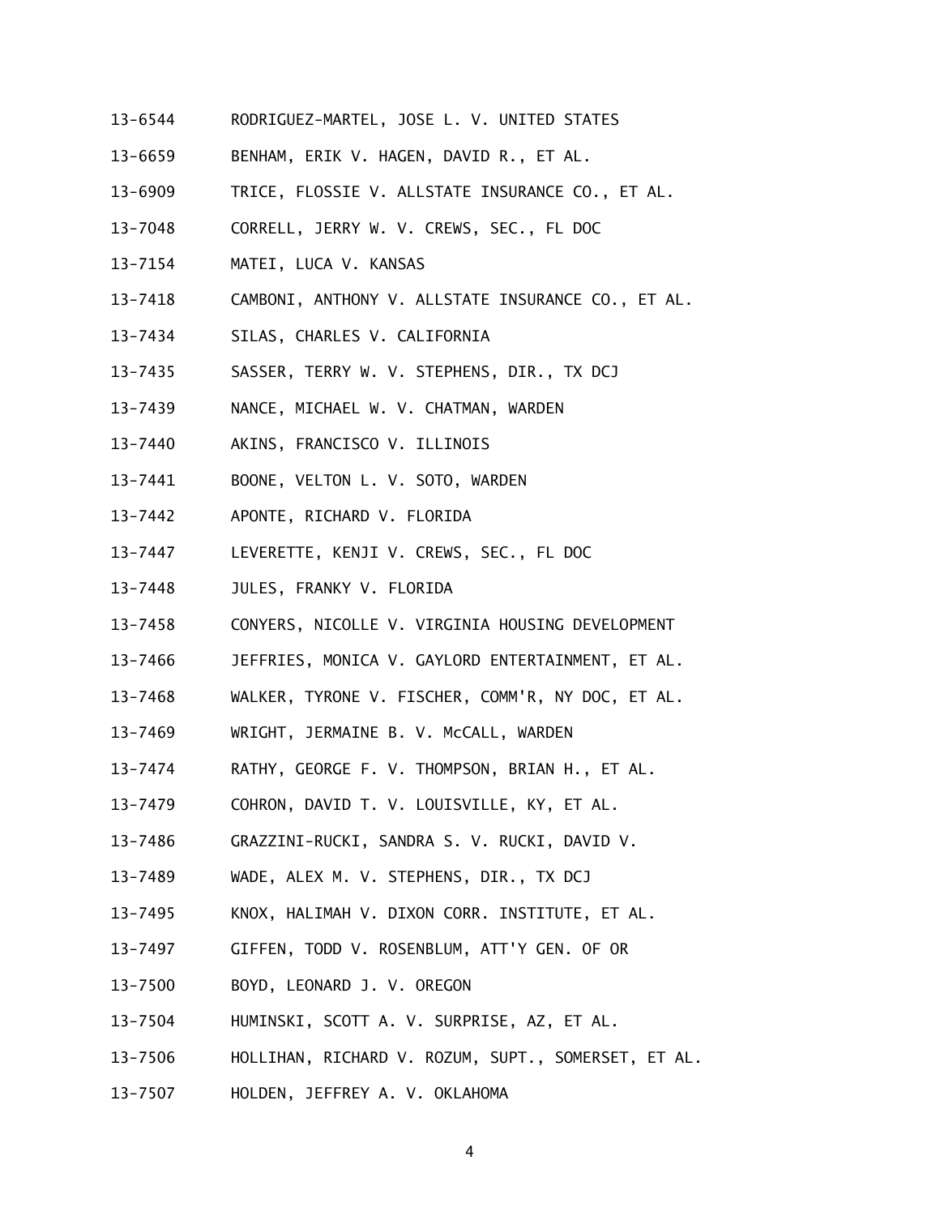13-6544 RODRIGUEZ-MARTEL, JOSE L. V. UNITED STATES

13-6659 BENHAM, ERIK V. HAGEN, DAVID R., ET AL.

13-6909 TRICE, FLOSSIE V. ALLSTATE INSURANCE CO., ET AL.

13-7048 CORRELL, JERRY W. V. CREWS, SEC., FL DOC

13-7154 MATEI, LUCA V. KANSAS

13-7418 CAMBONI, ANTHONY V. ALLSTATE INSURANCE CO., ET AL.

13-7434 SILAS, CHARLES V. CALIFORNIA

13-7435 SASSER, TERRY W. V. STEPHENS, DIR., TX DCJ

13-7439 NANCE, MICHAEL W. V. CHATMAN, WARDEN

13-7440 AKINS, FRANCISCO V. ILLINOIS

13-7441 BOONE, VELTON L. V. SOTO, WARDEN

13-7442 APONTE, RICHARD V. FLORIDA

13-7447 LEVERETTE, KENJI V. CREWS, SEC., FL DOC

13-7448 JULES, FRANKY V. FLORIDA

13-7458 CONYERS, NICOLLE V. VIRGINIA HOUSING DEVELOPMENT

13-7466 JEFFRIES, MONICA V. GAYLORD ENTERTAINMENT, ET AL.

13-7468 WALKER, TYRONE V. FISCHER, COMM'R, NY DOC, ET AL.

13-7469 WRIGHT, JERMAINE B. V. McCALL, WARDEN

13-7474 RATHY, GEORGE F. V. THOMPSON, BRIAN H., ET AL.

13-7479 COHRON, DAVID T. V. LOUISVILLE, KY, ET AL.

13-7486 GRAZZINI-RUCKI, SANDRA S. V. RUCKI, DAVID V.

13-7489 WADE, ALEX M. V. STEPHENS, DIR., TX DCJ

13-7495 KNOX, HALIMAH V. DIXON CORR. INSTITUTE, ET AL.

13-7497 GIFFEN, TODD V. ROSENBLUM, ATT'Y GEN. OF OR

13-7500 BOYD, LEONARD J. V. OREGON

13-7504 HUMINSKI, SCOTT A. V. SURPRISE, AZ, ET AL.

13-7506 HOLLIHAN, RICHARD V. ROZUM, SUPT., SOMERSET, ET AL.

13-7507 HOLDEN, JEFFREY A. V. OKLAHOMA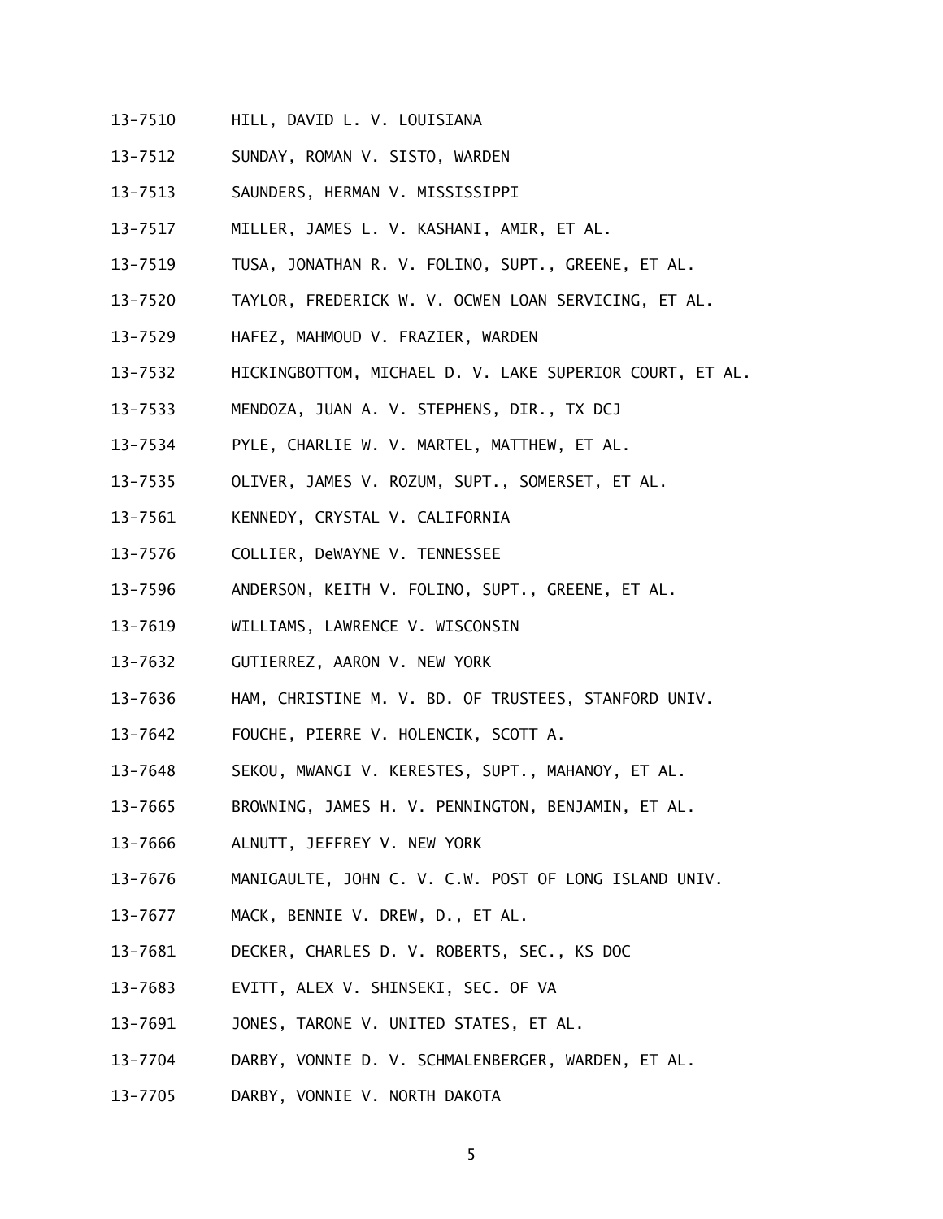13-7510 HILL, DAVID L. V. LOUISIANA

13-7512 SUNDAY, ROMAN V. SISTO, WARDEN

13-7513 SAUNDERS, HERMAN V. MISSISSIPPI

13-7517 MILLER, JAMES L. V. KASHANI, AMIR, ET AL.

13-7519 TUSA, JONATHAN R. V. FOLINO, SUPT., GREENE, ET AL.

13-7520 TAYLOR, FREDERICK W. V. OCWEN LOAN SERVICING, ET AL.

13-7529 HAFEZ, MAHMOUD V. FRAZIER, WARDEN

13-7532 HICKINGBOTTOM, MICHAEL D. V. LAKE SUPERIOR COURT, ET AL.

13-7533 MENDOZA, JUAN A. V. STEPHENS, DIR., TX DCJ

13-7534 PYLE, CHARLIE W. V. MARTEL, MATTHEW, ET AL.

13-7535 OLIVER, JAMES V. ROZUM, SUPT., SOMERSET, ET AL.

13-7561 KENNEDY, CRYSTAL V. CALIFORNIA

13-7576 COLLIER, DeWAYNE V. TENNESSEE

13-7596 ANDERSON, KEITH V. FOLINO, SUPT., GREENE, ET AL.

13-7619 WILLIAMS, LAWRENCE V. WISCONSIN

13-7632 GUTIERREZ, AARON V. NEW YORK

13-7636 HAM, CHRISTINE M. V. BD. OF TRUSTEES, STANFORD UNIV.

13-7642 FOUCHE, PIERRE V. HOLENCIK, SCOTT A.

13-7648 SEKOU, MWANGI V. KERESTES, SUPT., MAHANOY, ET AL.

13-7665 BROWNING, JAMES H. V. PENNINGTON, BENJAMIN, ET AL.

13-7666 ALNUTT, JEFFREY V. NEW YORK

13-7676 MANIGAULTE, JOHN C. V. C.W. POST OF LONG ISLAND UNIV.

13-7677 MACK, BENNIE V. DREW, D., ET AL.

13-7681 DECKER, CHARLES D. V. ROBERTS, SEC., KS DOC

13-7683 EVITT, ALEX V. SHINSEKI, SEC. OF VA

13-7691 JONES, TARONE V. UNITED STATES, ET AL.

13-7704 DARBY, VONNIE D. V. SCHMALENBERGER, WARDEN, ET AL.

13-7705 DARBY, VONNIE V. NORTH DAKOTA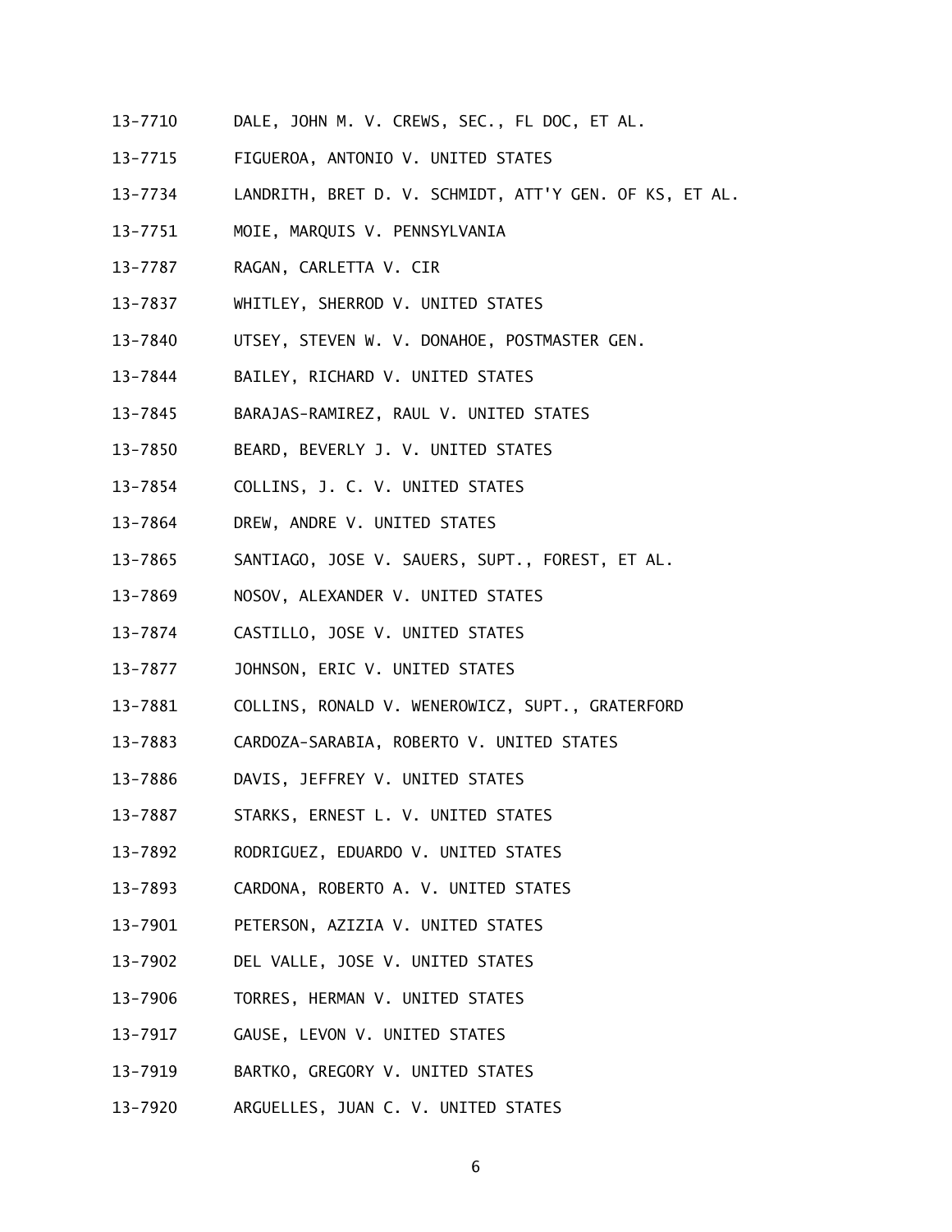13-7710 DALE, JOHN M. V. CREWS, SEC., FL DOC, ET AL.

13-7715 FIGUEROA, ANTONIO V. UNITED STATES

13-7734 LANDRITH, BRET D. V. SCHMIDT, ATT'Y GEN. OF KS, ET AL.

13-7751 MOIE, MARQUIS V. PENNSYLVANIA

13-7787 RAGAN, CARLETTA V. CIR

13-7837 WHITLEY, SHERROD V. UNITED STATES

13-7840 UTSEY, STEVEN W. V. DONAHOE, POSTMASTER GEN.

13-7844 BAILEY, RICHARD V. UNITED STATES

13-7845 BARAJAS-RAMIREZ, RAUL V. UNITED STATES

13-7850 BEARD, BEVERLY J. V. UNITED STATES

13-7854 COLLINS, J. C. V. UNITED STATES

13-7864 DREW, ANDRE V. UNITED STATES

13-7865 SANTIAGO, JOSE V. SAUERS, SUPT., FOREST, ET AL.

13-7869 NOSOV, ALEXANDER V. UNITED STATES

13-7874 CASTILLO, JOSE V. UNITED STATES

13-7877 JOHNSON, ERIC V. UNITED STATES

13-7881 COLLINS, RONALD V. WENEROWICZ, SUPT., GRATERFORD

13-7883 CARDOZA-SARABIA, ROBERTO V. UNITED STATES

13-7886 DAVIS, JEFFREY V. UNITED STATES

13-7887 STARKS, ERNEST L. V. UNITED STATES

13-7892 RODRIGUEZ, EDUARDO V. UNITED STATES

13-7893 CARDONA, ROBERTO A. V. UNITED STATES

13-7901 PETERSON, AZIZIA V. UNITED STATES

13-7902 DEL VALLE, JOSE V. UNITED STATES

13-7906 TORRES, HERMAN V. UNITED STATES

13-7917 GAUSE, LEVON V. UNITED STATES

13-7919 BARTKO, GREGORY V. UNITED STATES

13-7920 ARGUELLES, JUAN C. V. UNITED STATES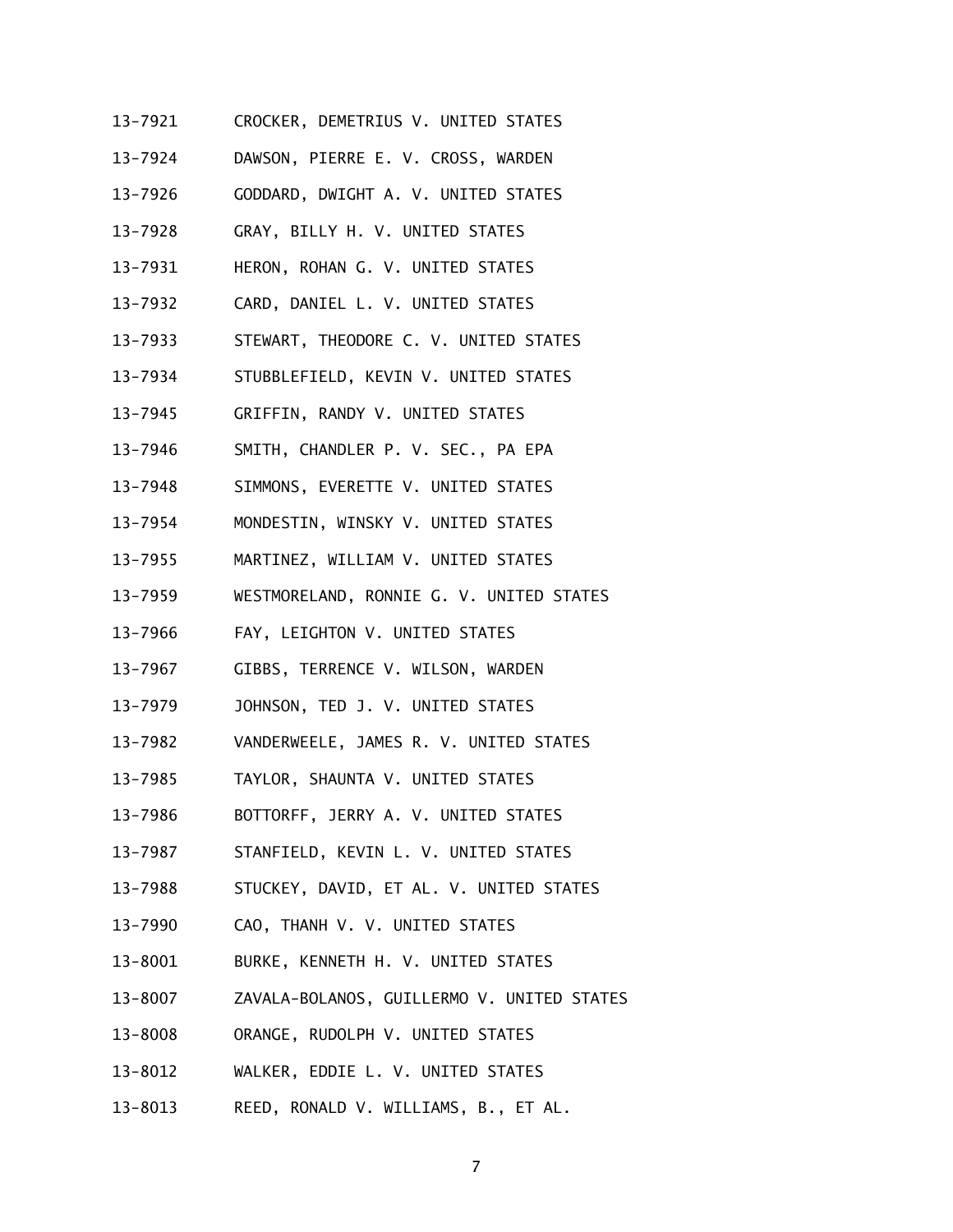13-7921 CROCKER, DEMETRIUS V. UNITED STATES

13-7924 DAWSON, PIERRE E. V. CROSS, WARDEN

13-7926 GODDARD, DWIGHT A. V. UNITED STATES

13-7928 GRAY, BILLY H. V. UNITED STATES

13-7931 HERON, ROHAN G. V. UNITED STATES

13-7932 CARD, DANIEL L. V. UNITED STATES

13-7933 STEWART, THEODORE C. V. UNITED STATES

13-7934 STUBBLEFIELD, KEVIN V. UNITED STATES

13-7945 GRIFFIN, RANDY V. UNITED STATES

13-7946 SMITH, CHANDLER P. V. SEC., PA EPA

13-7948 SIMMONS, EVERETTE V. UNITED STATES

13-7954 MONDESTIN, WINSKY V. UNITED STATES

13-7955 MARTINEZ, WILLIAM V. UNITED STATES

13-7959 WESTMORELAND, RONNIE G. V. UNITED STATES

13-7966 FAY, LEIGHTON V. UNITED STATES

13-7967 GIBBS, TERRENCE V. WILSON, WARDEN

13-7979 JOHNSON, TED J. V. UNITED STATES

13-7982 VANDERWEELE, JAMES R. V. UNITED STATES

13-7985 TAYLOR, SHAUNTA V. UNITED STATES

13-7986 BOTTORFF, JERRY A. V. UNITED STATES

13-7987 STANFIELD, KEVIN L. V. UNITED STATES

13-7988 STUCKEY, DAVID, ET AL. V. UNITED STATES

13-7990 CAO, THANH V. V. UNITED STATES

13-8001 BURKE, KENNETH H. V. UNITED STATES

13-8007 ZAVALA-BOLANOS, GUILLERMO V. UNITED STATES

13-8008 ORANGE, RUDOLPH V. UNITED STATES

13-8012 WALKER, EDDIE L. V. UNITED STATES

13-8013 REED, RONALD V. WILLIAMS, B., ET AL.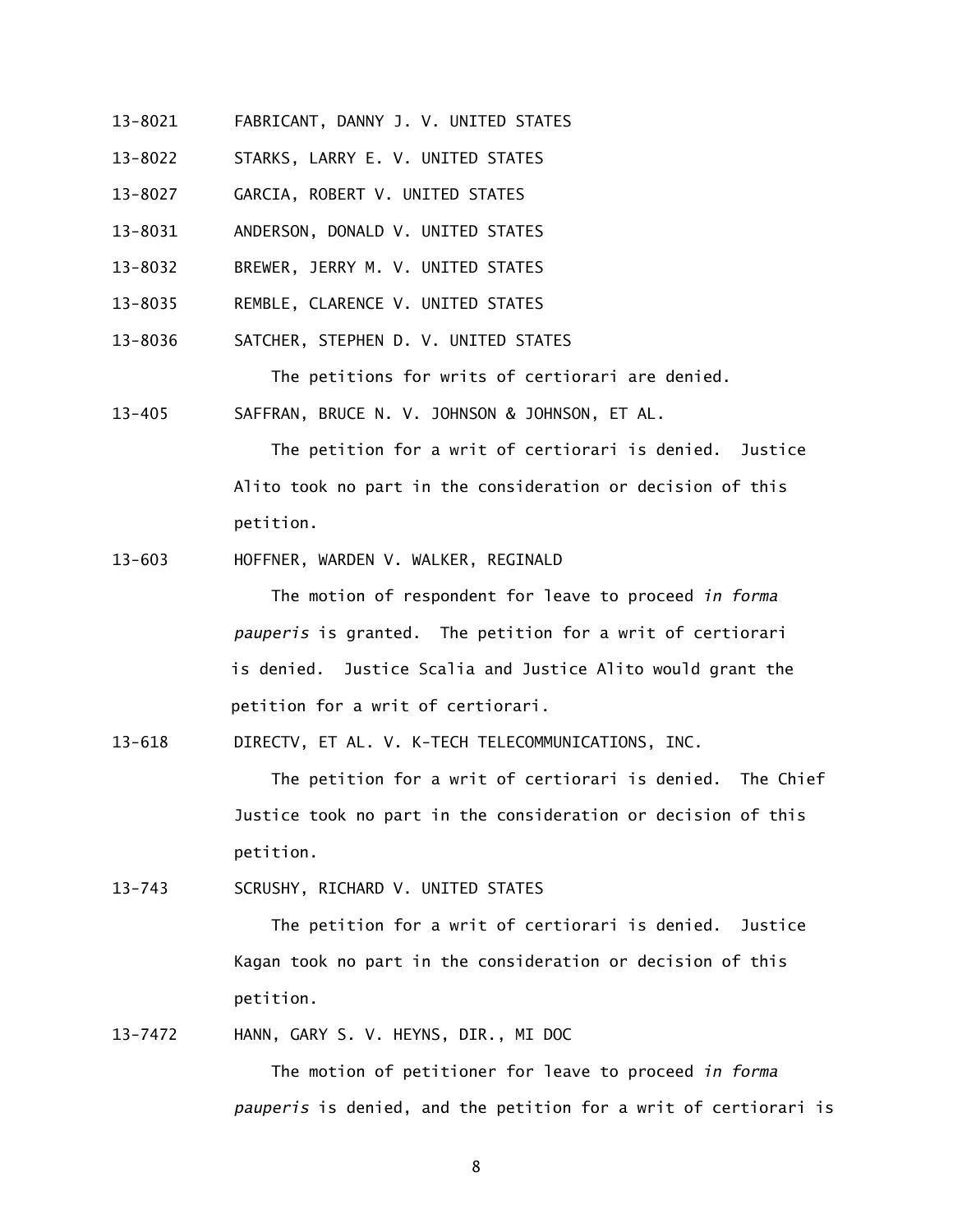13-8021 FABRICANT, DANNY J. V. UNITED STATES

13-8022 STARKS, LARRY E. V. UNITED STATES

13-8027 GARCIA, ROBERT V. UNITED STATES

13-8031 ANDERSON, DONALD V. UNITED STATES

13-8032 BREWER, JERRY M. V. UNITED STATES

13-8035 REMBLE, CLARENCE V. UNITED STATES

13-8036 SATCHER, STEPHEN D. V. UNITED STATES

The petitions for writs of certiorari are denied.

13-405 SAFFRAN, BRUCE N. V. JOHNSON & JOHNSON, ET AL.

The petition for a writ of certiorari is denied. Justice Alito took no part in the consideration or decision of this petition.

13-603 HOFFNER, WARDEN V. WALKER, REGINALD

The motion of respondent for leave to proceed *in forma pauperis* is granted. The petition for a writ of certiorari is denied. Justice Scalia and Justice Alito would grant the petition for a writ of certiorari.

13-618 DIRECTV, ET AL. V. K-TECH TELECOMMUNICATIONS, INC.

The petition for a writ of certiorari is denied. The Chief Justice took no part in the consideration or decision of this petition.

13-743 SCRUSHY, RICHARD V. UNITED STATES

The petition for a writ of certiorari is denied. Justice Kagan took no part in the consideration or decision of this petition.

13-7472 HANN, GARY S. V. HEYNS, DIR., MI DOC

The motion of petitioner for leave to proceed *in forma pauperis* is denied, and the petition for a writ of certiorari is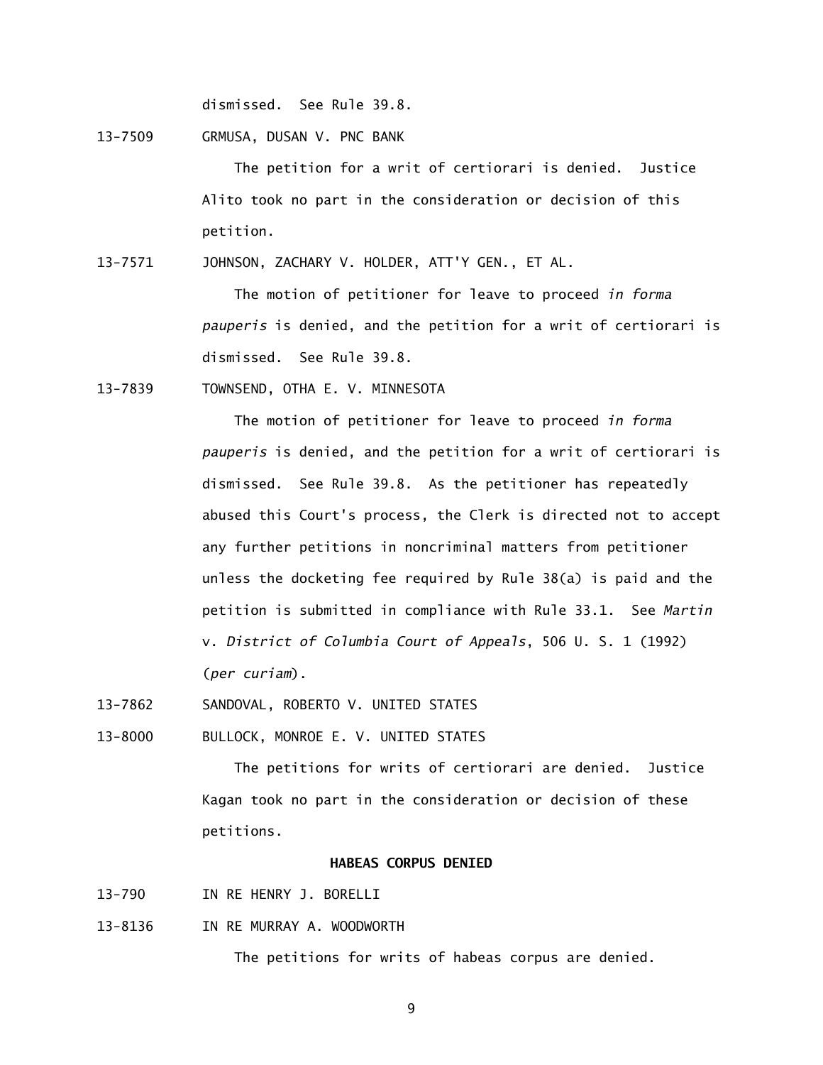dismissed. See Rule 39.8.

13-7509 GRMUSA, DUSAN V. PNC BANK

The petition for a writ of certiorari is denied. Justice Alito took no part in the consideration or decision of this petition.

13-7571 JOHNSON, ZACHARY V. HOLDER, ATT'Y GEN., ET AL.

The motion of petitioner for leave to proceed *in forma pauperis* is denied, and the petition for a writ of certiorari is dismissed. See Rule 39.8.

13-7839 TOWNSEND, OTHA E. V. MINNESOTA

The motion of petitioner for leave to proceed *in forma pauperis* is denied, and the petition for a writ of certiorari is dismissed. See Rule 39.8. As the petitioner has repeatedly abused this Court's process, the Clerk is directed not to accept any further petitions in noncriminal matters from petitioner unless the docketing fee required by Rule 38(a) is paid and the petition is submitted in compliance with Rule 33.1. See *Martin* v. *District of Columbia Court of Appeals*, 506 U. S. 1 (1992) (*per curiam*).

13-7862 SANDOVAL, ROBERTO V. UNITED STATES

13-8000 BULLOCK, MONROE E. V. UNITED STATES

The petitions for writs of certiorari are denied. Justice Kagan took no part in the consideration or decision of these petitions.

## HABEAS CORPUS DENIED

13-790 IN RE HENRY J. BORELLI

13-8136 IN RE MURRAY A. WOODWORTH

The petitions for writs of habeas corpus are denied.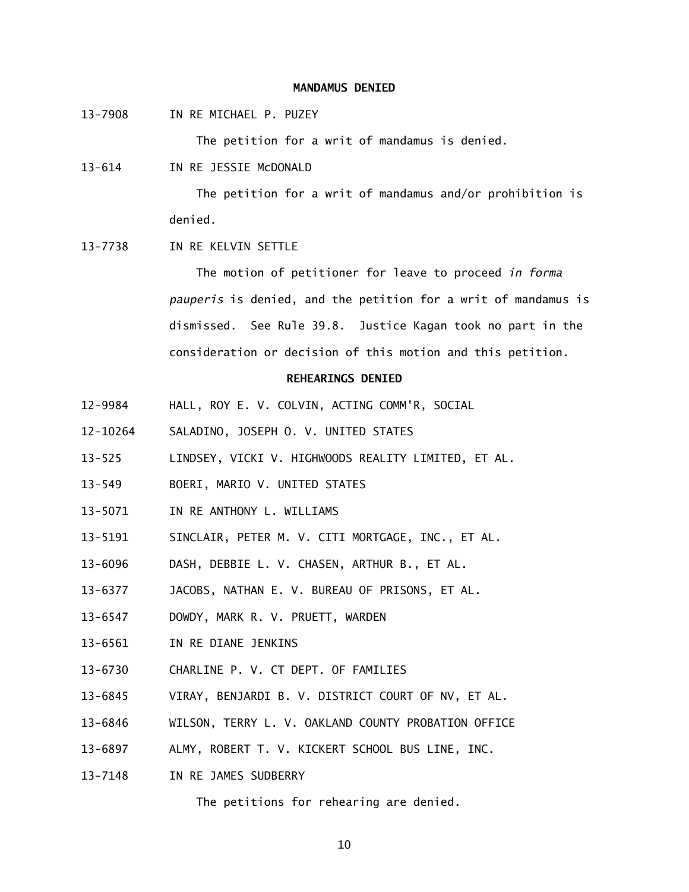## MANDAMUS DENIED

13-7908 IN RE MICHAEL P. PUZEY

The petition for a writ of mandamus is denied.

13-614 IN RE JESSIE McDONALD

The petition for a writ of mandamus and/or prohibition is denied.

13-7738 IN RE KELVIN SETTLE

The motion of petitioner for leave to proceed *in forma pauperis* is denied, and the petition for a writ of mandamus is dismissed. See Rule 39.8. Justice Kagan took no part in the consideration or decision of this motion and this petition.

## REHEARINGS DENIED

12-9984 HALL, ROY E. V. COLVIN, ACTING COMM'R, SOCIAL

12-10264 SALADINO, JOSEPH O. V. UNITED STATES

13-525 LINDSEY, VICKI V. HIGHWOODS REALITY LIMITED, ET AL.

13-549 BOERI, MARIO V. UNITED STATES

13-5071 IN RE ANTHONY L. WILLIAMS

13-5191 SINCLAIR, PETER M. V. CITI MORTGAGE, INC., ET AL.

13-6096 DASH, DEBBIE L. V. CHASEN, ARTHUR B., ET AL.

13-6377 JACOBS, NATHAN E. V. BUREAU OF PRISONS, ET AL.

13-6547 DOWDY, MARK R. V. PRUETT, WARDEN

13-6561 IN RE DIANE JENKINS

13-6730 CHARLINE P. V. CT DEPT. OF FAMILIES

13-6845 VIRAY, BENJARDI B. V. DISTRICT COURT OF NV, ET AL.

13-6846 WILSON, TERRY L. V. OAKLAND COUNTY PROBATION OFFICE

13-6897 ALMY, ROBERT T. V. KICKERT SCHOOL BUS LINE, INC.

13-7148 IN RE JAMES SUDBERRY

The petitions for rehearing are denied.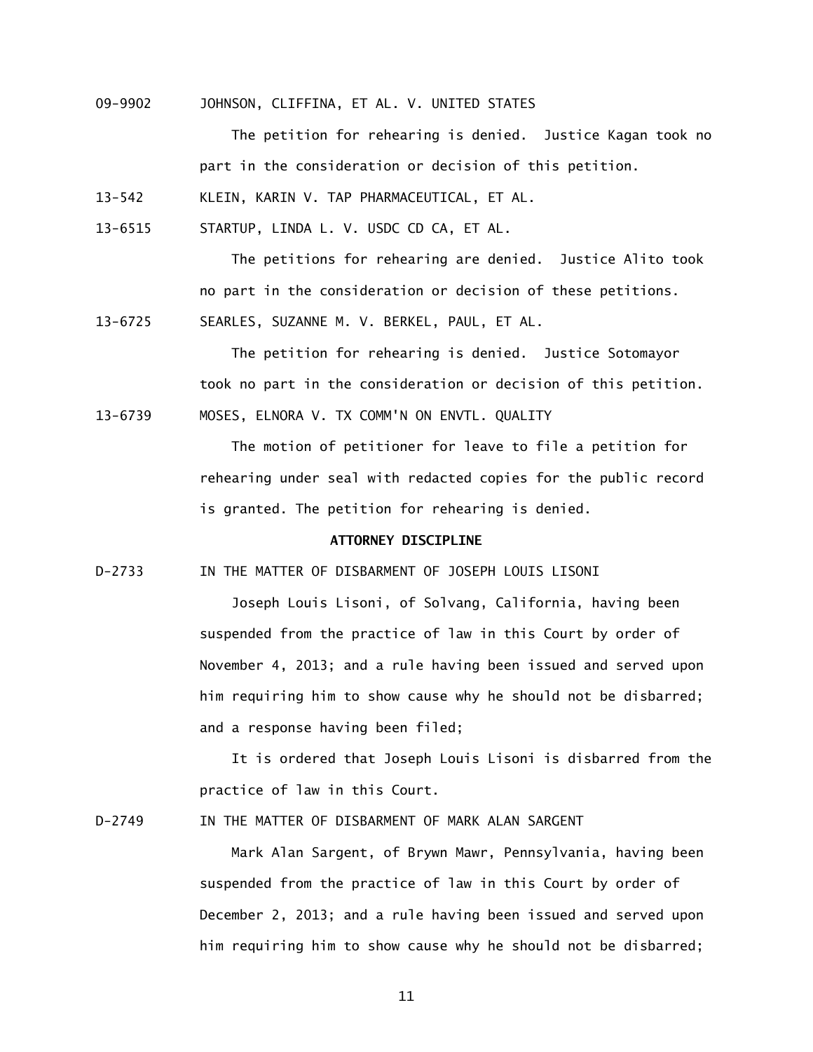09-9902 JOHNSON, CLIFFINA, ET AL. V. UNITED STATES

The petition for rehearing is denied. Justice Kagan took no part in the consideration or decision of this petition.

13-542 KLEIN, KARIN V. TAP PHARMACEUTICAL, ET AL.

13-6515 STARTUP, LINDA L. V. USDC CD CA, ET AL.

The petitions for rehearing are denied. Justice Alito took no part in the consideration or decision of these petitions.

13-6725 SEARLES, SUZANNE M. V. BERKEL, PAUL, ET AL.

The petition for rehearing is denied. Justice Sotomayor took no part in the consideration or decision of this petition.

13-6739 MOSES, ELNORA V. TX COMM'N ON ENVTL. QUALITY

The motion of petitioner for leave to file a petition for rehearing under seal with redacted copies for the public record is granted. The petition for rehearing is denied.

**ATTORNEY DISCIPLINE**

D-2733 IN THE MATTER OF DISBARMENT OF JOSEPH LOUIS LISONI

Joseph Louis Lisoni, of Solvang, California, having been suspended from the practice of law in this Court by order of November 4, 2013; and a rule having been issued and served upon him requiring him to show cause why he should not be disbarred; and a response having been filed;

It is ordered that Joseph Louis Lisoni is disbarred from the practice of law in this Court.

D-2749 IN THE MATTER OF DISBARMENT OF MARK ALAN SARGENT

Mark Alan Sargent, of Brywn Mawr, Pennsylvania, having been suspended from the practice of law in this Court by order of December 2, 2013; and a rule having been issued and served upon him requiring him to show cause why he should not be disbarred;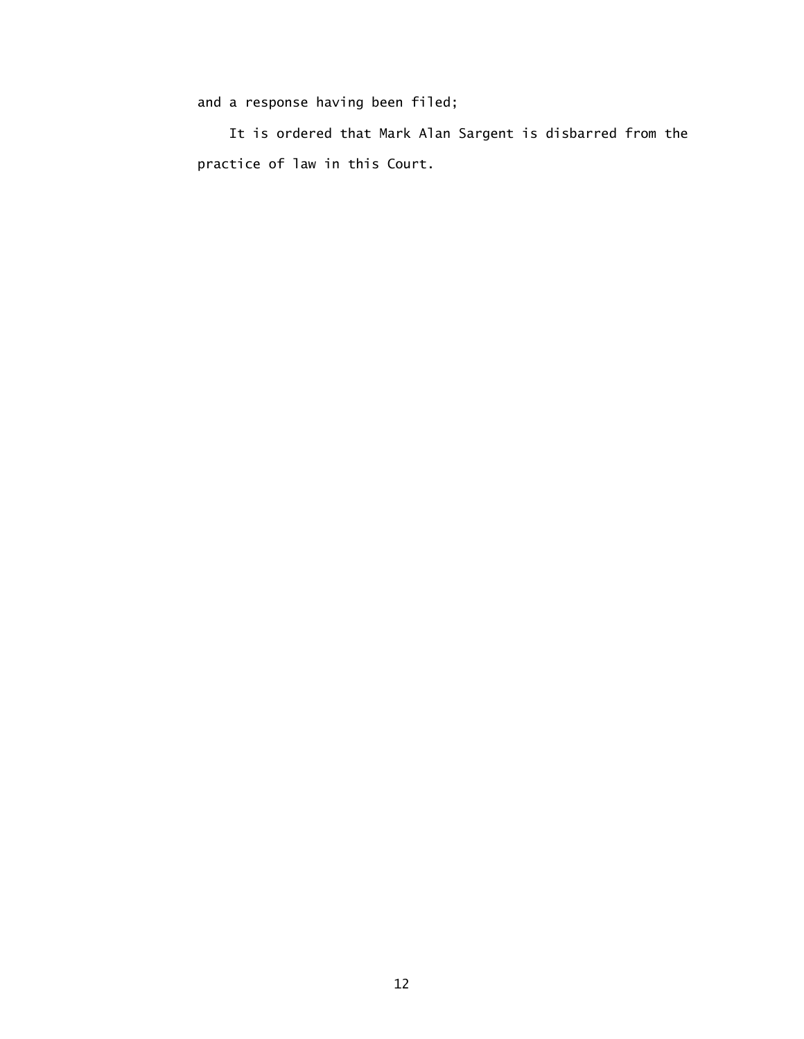and a response having been filed;

It is ordered that Mark Alan Sargent is disbarred from the practice of law in this Court.